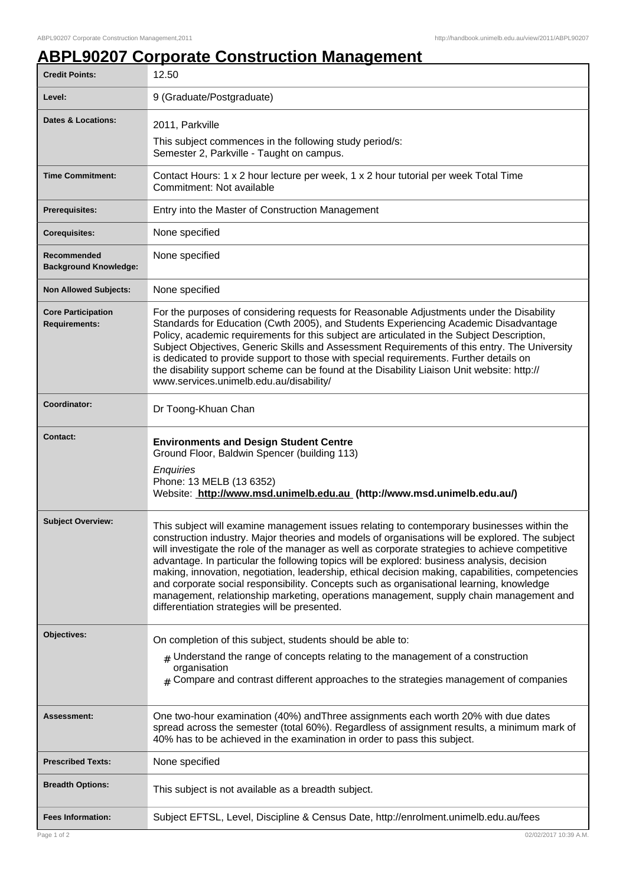# ABPL90207 Corporate Construction Management

| | |
|---|---|
| **Credit Points:** | 12.50 |
| **Level:** | 9 (Graduate/Postgraduate) |
| **Dates & Locations:** | 2011, Parkville<br>This subject commences in the following study period/s:<br>Semester 2, Parkville - Taught on campus. |
| **Time Commitment:** | Contact Hours: 1 x 2 hour lecture per week, 1 x 2 hour tutorial per week Total Time Commitment: Not available |
| **Prerequisites:** | Entry into the Master of Construction Management |
| **Corequisites:** | None specified |
| **Recommended Background Knowledge:** | None specified |
| **Non Allowed Subjects:** | None specified |
| **Core Participation Requirements:** | For the purposes of considering requests for Reasonable Adjustments under the Disability Standards for Education (Cwth 2005), and Students Experiencing Academic Disadvantage Policy, academic requirements for this subject are articulated in the Subject Description, Subject Objectives, Generic Skills and Assessment Requirements of this entry. The University is dedicated to provide support to those with special requirements. Further details on the disability support scheme can be found at the Disability Liaison Unit website: http://www.services.unimelb.edu.au/disability/ |
| **Coordinator:** | Dr Toong-Khuan Chan |
| **Contact:** | **Environments and Design Student Centre**<br>Ground Floor, Baldwin Spencer (building 113)<br>*Enquiries*<br>Phone: 13 MELB (13 6352)<br>Website: **http://www.msd.unimelb.edu.au (http://www.msd.unimelb.edu.au/)** |
| **Subject Overview:** | This subject will examine management issues relating to contemporary businesses within the construction industry. Major theories and models of organisations will be explored. The subject will investigate the role of the manager as well as corporate strategies to achieve competitive advantage. In particular the following topics will be explored: business analysis, decision making, innovation, negotiation, leadership, ethical decision making, capabilities, competencies and corporate social responsibility. Concepts such as organisational learning, knowledge management, relationship marketing, operations management, supply chain management and differentiation strategies will be presented. |
| **Objectives:** | On completion of this subject, students should be able to:<br># Understand the range of concepts relating to the management of a construction organisation<br># Compare and contrast different approaches to the strategies management of companies |
| **Assessment:** | One two-hour examination (40%) andThree assignments each worth 20% with due dates spread across the semester (total 60%). Regardless of assignment results, a minimum mark of 40% has to be achieved in the examination in order to pass this subject. |
| **Prescribed Texts:** | None specified |
| **Breadth Options:** | This subject is not available as a breadth subject. |
| **Fees Information:** | Subject EFTSL, Level, Discipline & Census Date, http://enrolment.unimelb.edu.au/fees |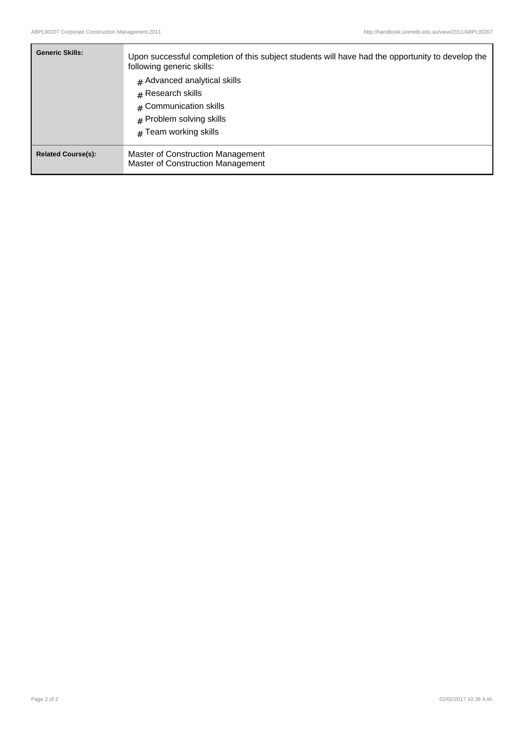| | |
|---|---|
| **Generic Skills:** | Upon successful completion of this subject students will have had the opportunity to develop the following generic skills:<br># Advanced analytical skills<br># Research skills<br># Communication skills<br># Problem solving skills<br># Team working skills |
| **Related Course(s):** | Master of Construction Management<br>Master of Construction Management |